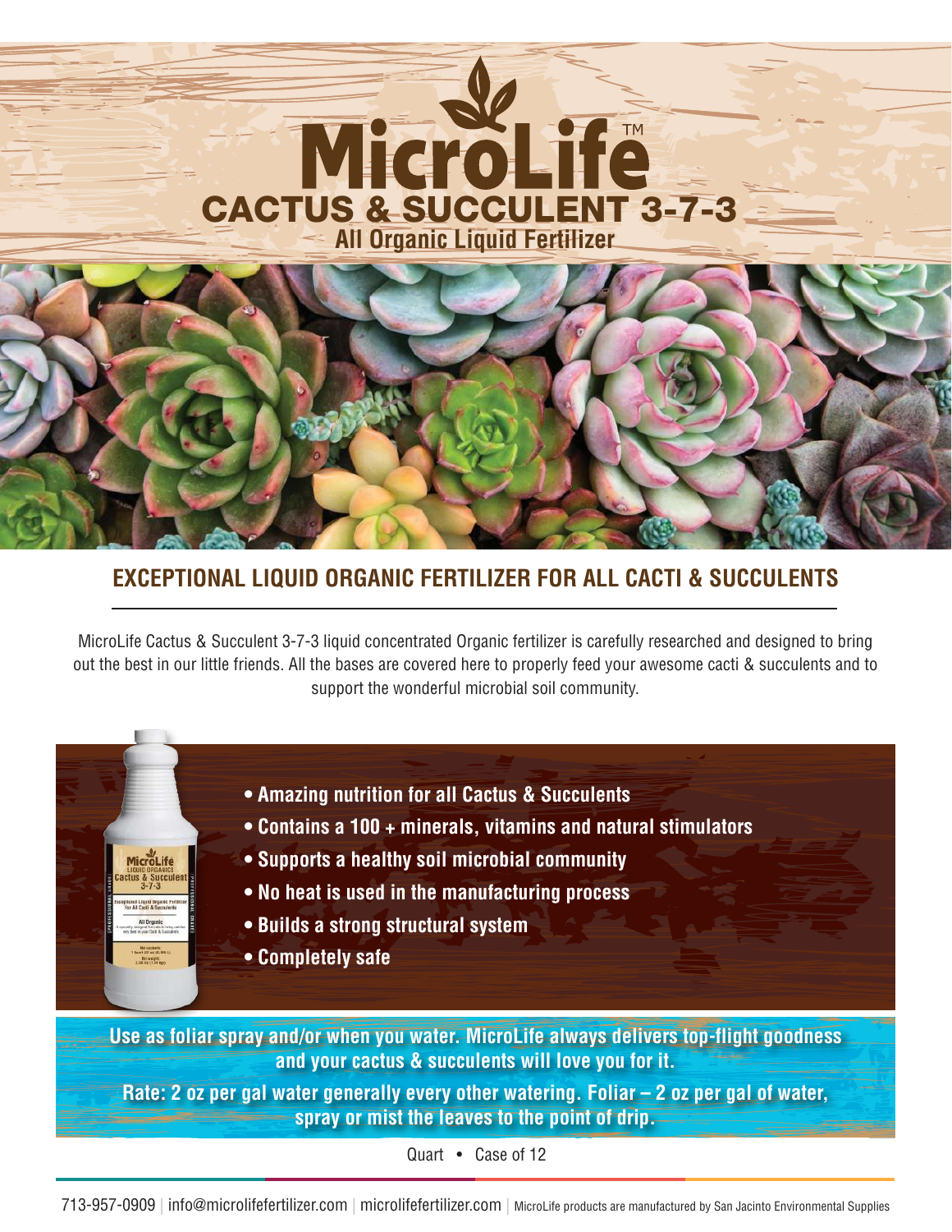# MicroLife™

## CACTUS & SUCCULENT 3-7-3

**All Organic Liquid Fertilizer**

## EXCEPTIONAL LIQUID ORGANIC FERTILIZER FOR ALL CACTI & SUCCULENTS

MicroLife Cactus & Succulent 3-7-3 liquid concentrated Organic fertilizer is carefully researched and designed to bring out the best in our little friends. All the bases are covered here to properly feed your awesome cacti & succulents and to support the wonderful microbial soil community.

- **Amazing nutrition for all Cactus & Succulents**
- **Contains a 100 + minerals, vitamins and natural stimulators**
- **Supports a healthy soil microbial community**
- **No heat is used in the manufacturing process**
- **Builds a strong structural system**
- **Completely safe**

**Use as foliar spray and/or when you water. MicroLife always delivers top-flight goodness and your cactus & succulents will love you for it.**

**Rate: 2 oz per gal water generally every other watering. Foliar – 2 oz per gal of water, spray or mist the leaves to the point of drip.**

Quart • Case of 12

713-957-0909 | info@microlifefertilizer.com | microlifefertilizer.com | MicroLife products are manufactured by San Jacinto Environmental Supplies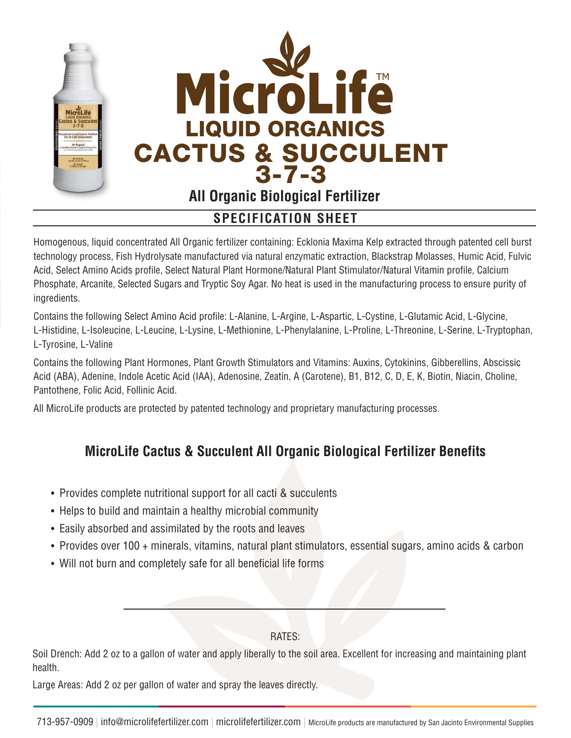# MicroLife™

## LIQUID ORGANICS CACTUS & SUCCULENT 3-7-3

### All Organic Biological Fertilizer

## SPECIFICATION SHEET

Homogenous, liquid concentrated All Organic fertilizer containing: Ecklonia Maxima Kelp extracted through patented cell burst technology process, Fish Hydrolysate manufactured via natural enzymatic extraction, Blackstrap Molasses, Humic Acid, Fulvic Acid, Select Amino Acids profile, Select Natural Plant Hormone/Natural Plant Stimulator/Natural Vitamin profile, Calcium Phosphate, Arcanite, Selected Sugars and Tryptic Soy Agar. No heat is used in the manufacturing process to ensure purity of ingredients.

Contains the following Select Amino Acid profile: L-Alanine, L-Argine, L-Aspartic, L-Cystine, L-Glutamic Acid, L-Glycine, L-Histidine, L-Isoleucine, L-Leucine, L-Lysine, L-Methionine, L-Phenylalanine, L-Proline, L-Threonine, L-Serine, L-Tryptophan, L-Tyrosine, L-Valine

Contains the following Plant Hormones, Plant Growth Stimulators and Vitamins: Auxins, Cytokinins, Gibberellins, Abscissic Acid (ABA), Adenine, Indole Acetic Acid (IAA), Adenosine, Zeatin, A (Carotene), B1, B12, C, D, E, K, Biotin, Niacin, Choline, Pantothene, Folic Acid, Follinic Acid.

All MicroLife products are protected by patented technology and proprietary manufacturing processes.

## MicroLife Cactus & Succulent All Organic Biological Fertilizer Benefits

- Provides complete nutritional support for all cacti & succulents
- Helps to build and maintain a healthy microbial community
- Easily absorbed and assimilated by the roots and leaves
- Provides over 100 + minerals, vitamins, natural plant stimulators, essential sugars, amino acids & carbon
- Will not burn and completely safe for all beneficial life forms

RATES:

Soil Drench: Add 2 oz to a gallon of water and apply liberally to the soil area. Excellent for increasing and maintaining plant health.

Large Areas: Add 2 oz per gallon of water and spray the leaves directly.

713-957-0909 | info@microlifefertilizer.com | microlifefertilizer.com | MicroLife products are manufactured by San Jacinto Environmental Supplies